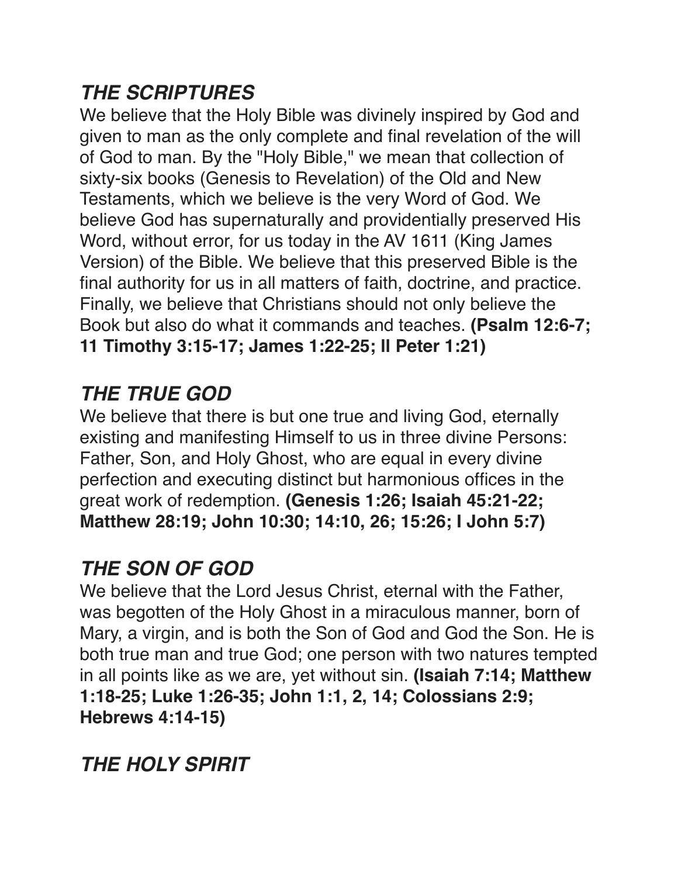## ***THE SCRIPTURES***

We believe that the Holy Bible was divinely inspired by God and given to man as the only complete and final revelation of the will of God to man. By the "Holy Bible," we mean that collection of sixty-six books (Genesis to Revelation) of the Old and New Testaments, which we believe is the very Word of God. We believe God has supernaturally and providentially preserved His Word, without error, for us today in the AV 1611 (King James Version) of the Bible. We believe that this preserved Bible is the final authority for us in all matters of faith, doctrine, and practice. Finally, we believe that Christians should not only believe the Book but also do what it commands and teaches. **(Psalm 12:6-7; 11 Timothy 3:15-17; James 1:22-25; II Peter 1:21)**

## ***THE TRUE GOD***

We believe that there is but one true and living God, eternally existing and manifesting Himself to us in three divine Persons: Father, Son, and Holy Ghost, who are equal in every divine perfection and executing distinct but harmonious offices in the great work of redemption. **(Genesis 1:26; Isaiah 45:21-22; Matthew 28:19; John 10:30; 14:10, 26; 15:26; I John 5:7)**

## ***THE SON OF GOD***

We believe that the Lord Jesus Christ, eternal with the Father, was begotten of the Holy Ghost in a miraculous manner, born of Mary, a virgin, and is both the Son of God and God the Son. He is both true man and true God; one person with two natures tempted in all points like as we are, yet without sin. **(Isaiah 7:14; Matthew 1:18-25; Luke 1:26-35; John 1:1, 2, 14; Colossians 2:9; Hebrews 4:14-15)**

## ***THE HOLY SPIRIT***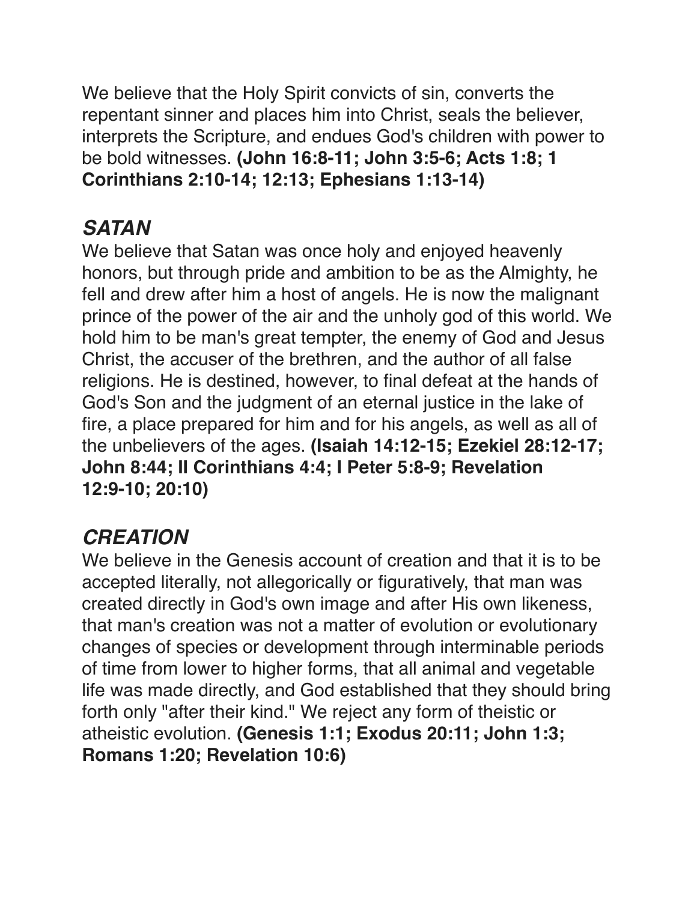We believe that the Holy Spirit convicts of sin, converts the repentant sinner and places him into Christ, seals the believer, interprets the Scripture, and endues God's children with power to be bold witnesses. **(John 16:8-11; John 3:5-6; Acts 1:8; 1 Corinthians 2:10-14; 12:13; Ephesians 1:13-14)**

## *SATAN*

We believe that Satan was once holy and enjoyed heavenly honors, but through pride and ambition to be as the Almighty, he fell and drew after him a host of angels. He is now the malignant prince of the power of the air and the unholy god of this world. We hold him to be man's great tempter, the enemy of God and Jesus Christ, the accuser of the brethren, and the author of all false religions. He is destined, however, to final defeat at the hands of God's Son and the judgment of an eternal justice in the lake of fire, a place prepared for him and for his angels, as well as all of the unbelievers of the ages. **(Isaiah 14:12-15; Ezekiel 28:12-17; John 8:44; II Corinthians 4:4; I Peter 5:8-9; Revelation 12:9-10; 20:10)**

## *CREATION*

We believe in the Genesis account of creation and that it is to be accepted literally, not allegorically or figuratively, that man was created directly in God's own image and after His own likeness, that man's creation was not a matter of evolution or evolutionary changes of species or development through interminable periods of time from lower to higher forms, that all animal and vegetable life was made directly, and God established that they should bring forth only "after their kind." We reject any form of theistic or atheistic evolution. **(Genesis 1:1; Exodus 20:11; John 1:3; Romans 1:20; Revelation 10:6)**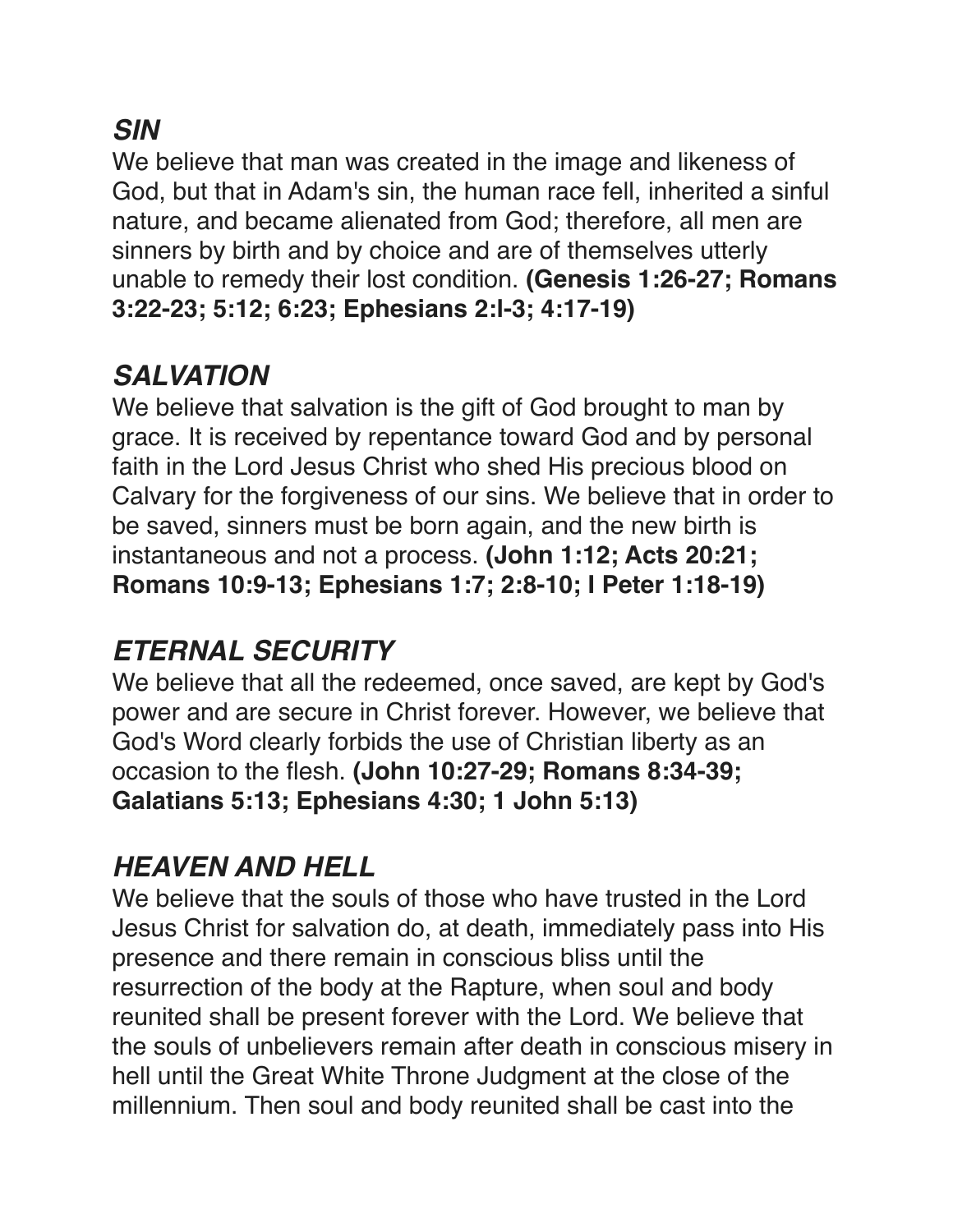## *SIN*

We believe that man was created in the image and likeness of God, but that in Adam's sin, the human race fell, inherited a sinful nature, and became alienated from God; therefore, all men are sinners by birth and by choice and are of themselves utterly unable to remedy their lost condition. **(Genesis 1:26-27; Romans 3:22-23; 5:12; 6:23; Ephesians 2:l-3; 4:17-19)**

## *SALVATION*

We believe that salvation is the gift of God brought to man by grace. It is received by repentance toward God and by personal faith in the Lord Jesus Christ who shed His precious blood on Calvary for the forgiveness of our sins. We believe that in order to be saved, sinners must be born again, and the new birth is instantaneous and not a process. **(John 1:12; Acts 20:21; Romans 10:9-13; Ephesians 1:7; 2:8-10; I Peter 1:18-19)**

## *ETERNAL SECURITY*

We believe that all the redeemed, once saved, are kept by God's power and are secure in Christ forever. However, we believe that God's Word clearly forbids the use of Christian liberty as an occasion to the flesh. **(John 10:27-29; Romans 8:34-39; Galatians 5:13; Ephesians 4:30; 1 John 5:13)**

## *HEAVEN AND HELL*

We believe that the souls of those who have trusted in the Lord Jesus Christ for salvation do, at death, immediately pass into His presence and there remain in conscious bliss until the resurrection of the body at the Rapture, when soul and body reunited shall be present forever with the Lord. We believe that the souls of unbelievers remain after death in conscious misery in hell until the Great White Throne Judgment at the close of the millennium. Then soul and body reunited shall be cast into the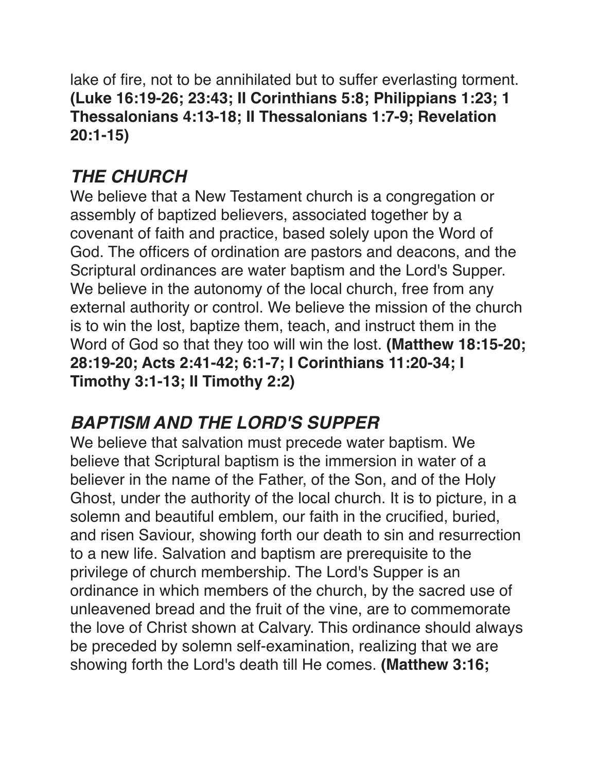lake of fire, not to be annihilated but to suffer everlasting torment. **(Luke 16:19-26; 23:43; II Corinthians 5:8; Philippians 1:23; 1 Thessalonians 4:13-18; II Thessalonians 1:7-9; Revelation 20:1-15)**

## ***THE CHURCH***

We believe that a New Testament church is a congregation or assembly of baptized believers, associated together by a covenant of faith and practice, based solely upon the Word of God. The officers of ordination are pastors and deacons, and the Scriptural ordinances are water baptism and the Lord's Supper. We believe in the autonomy of the local church, free from any external authority or control. We believe the mission of the church is to win the lost, baptize them, teach, and instruct them in the Word of God so that they too will win the lost. **(Matthew 18:15-20; 28:19-20; Acts 2:41-42; 6:1-7; I Corinthians 11:20-34; I Timothy 3:1-13; II Timothy 2:2)**

## ***BAPTISM AND THE LORD'S SUPPER***

We believe that salvation must precede water baptism. We believe that Scriptural baptism is the immersion in water of a believer in the name of the Father, of the Son, and of the Holy Ghost, under the authority of the local church. It is to picture, in a solemn and beautiful emblem, our faith in the crucified, buried, and risen Saviour, showing forth our death to sin and resurrection to a new life. Salvation and baptism are prerequisite to the privilege of church membership. The Lord's Supper is an ordinance in which members of the church, by the sacred use of unleavened bread and the fruit of the vine, are to commemorate the love of Christ shown at Calvary. This ordinance should always be preceded by solemn self-examination, realizing that we are showing forth the Lord's death till He comes. **(Matthew 3:16;**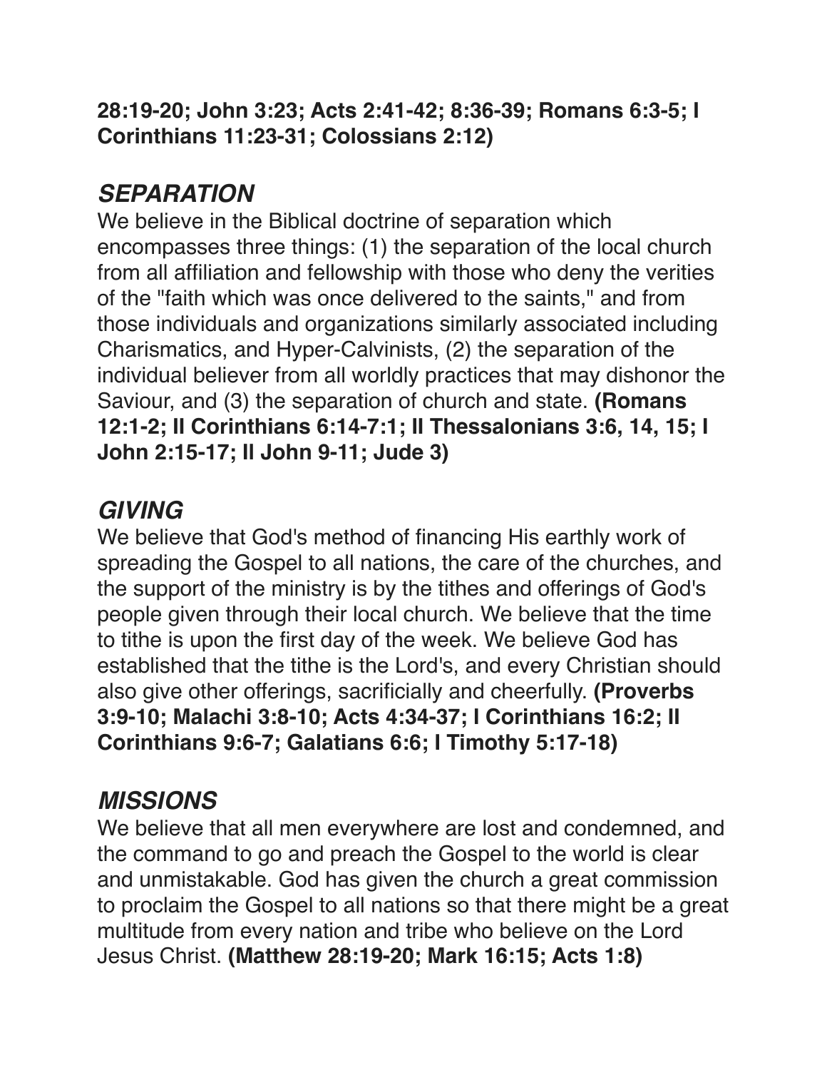**28:19-20; John 3:23; Acts 2:41-42; 8:36-39; Romans 6:3-5; I Corinthians 11:23-31; Colossians 2:12)**

## ***SEPARATION***

We believe in the Biblical doctrine of separation which encompasses three things: (1) the separation of the local church from all affiliation and fellowship with those who deny the verities of the "faith which was once delivered to the saints," and from those individuals and organizations similarly associated including Charismatics, and Hyper-Calvinists, (2) the separation of the individual believer from all worldly practices that may dishonor the Saviour, and (3) the separation of church and state. **(Romans 12:1-2; II Corinthians 6:14-7:1; II Thessalonians 3:6, 14, 15; I John 2:15-17; II John 9-11; Jude 3)**

## ***GIVING***

We believe that God's method of financing His earthly work of spreading the Gospel to all nations, the care of the churches, and the support of the ministry is by the tithes and offerings of God's people given through their local church. We believe that the time to tithe is upon the first day of the week. We believe God has established that the tithe is the Lord's, and every Christian should also give other offerings, sacrificially and cheerfully. **(Proverbs 3:9-10; Malachi 3:8-10; Acts 4:34-37; I Corinthians 16:2; II Corinthians 9:6-7; Galatians 6:6; I Timothy 5:17-18)**

## ***MISSIONS***

We believe that all men everywhere are lost and condemned, and the command to go and preach the Gospel to the world is clear and unmistakable. God has given the church a great commission to proclaim the Gospel to all nations so that there might be a great multitude from every nation and tribe who believe on the Lord Jesus Christ. **(Matthew 28:19-20; Mark 16:15; Acts 1:8)**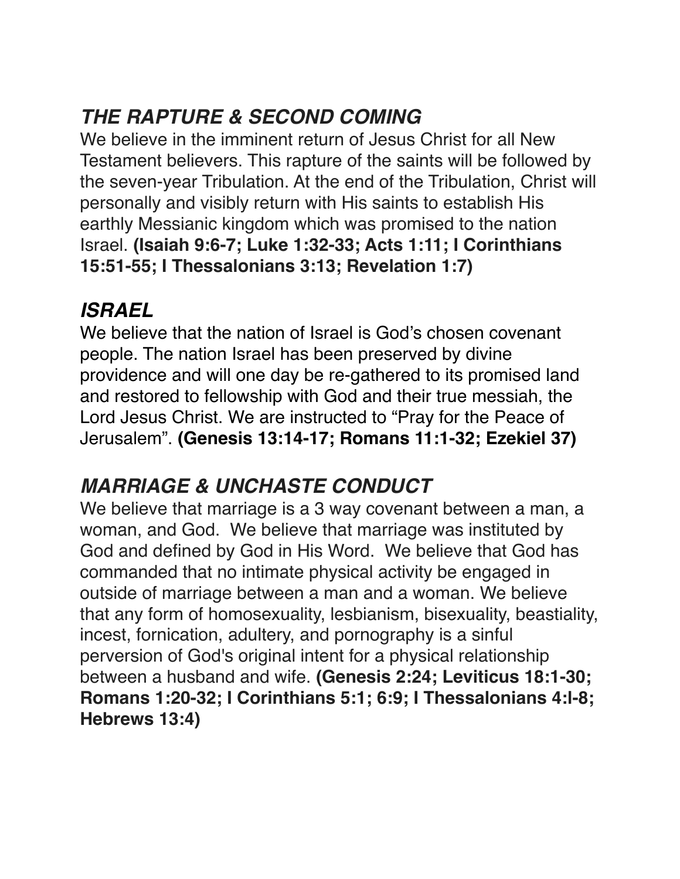## ***THE RAPTURE & SECOND COMING***

We believe in the imminent return of Jesus Christ for all New Testament believers. This rapture of the saints will be followed by the seven-year Tribulation. At the end of the Tribulation, Christ will personally and visibly return with His saints to establish His earthly Messianic kingdom which was promised to the nation Israel. **(Isaiah 9:6-7; Luke 1:32-33; Acts 1:11; I Corinthians 15:51-55; I Thessalonians 3:13; Revelation 1:7)**

## ***ISRAEL***

We believe that the nation of Israel is God's chosen covenant people. The nation Israel has been preserved by divine providence and will one day be re-gathered to its promised land and restored to fellowship with God and their true messiah, the Lord Jesus Christ. We are instructed to "Pray for the Peace of Jerusalem". **(Genesis 13:14-17; Romans 11:1-32; Ezekiel 37)**

## ***MARRIAGE & UNCHASTE CONDUCT***

We believe that marriage is a 3 way covenant between a man, a woman, and God. We believe that marriage was instituted by God and defined by God in His Word. We believe that God has commanded that no intimate physical activity be engaged in outside of marriage between a man and a woman. We believe that any form of homosexuality, lesbianism, bisexuality, beastiality, incest, fornication, adultery, and pornography is a sinful perversion of God's original intent for a physical relationship between a husband and wife. **(Genesis 2:24; Leviticus 18:1-30; Romans 1:20-32; I Corinthians 5:1; 6:9; I Thessalonians 4:l-8; Hebrews 13:4)**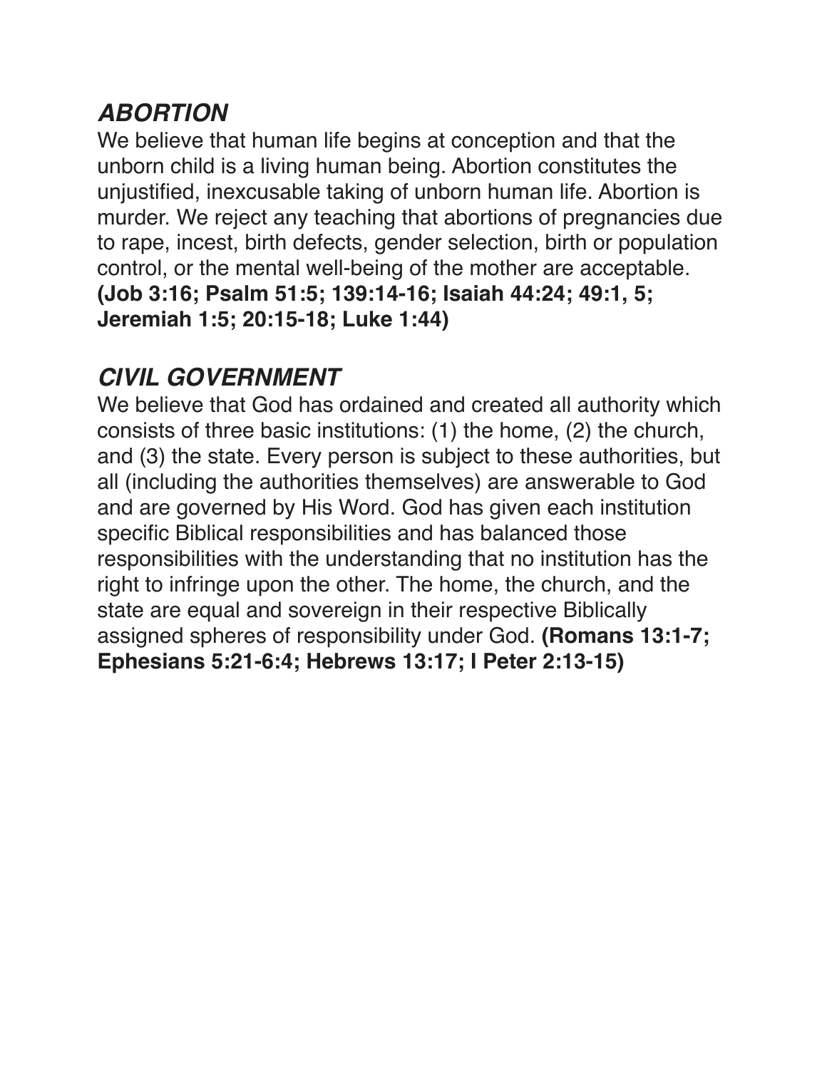## *ABORTION*

We believe that human life begins at conception and that the unborn child is a living human being. Abortion constitutes the unjustified, inexcusable taking of unborn human life. Abortion is murder. We reject any teaching that abortions of pregnancies due to rape, incest, birth defects, gender selection, birth or population control, or the mental well-being of the mother are acceptable. **(Job 3:16; Psalm 51:5; 139:14-16; Isaiah 44:24; 49:1, 5; Jeremiah 1:5; 20:15-18; Luke 1:44)**

## *CIVIL GOVERNMENT*

We believe that God has ordained and created all authority which consists of three basic institutions: (1) the home, (2) the church, and (3) the state. Every person is subject to these authorities, but all (including the authorities themselves) are answerable to God and are governed by His Word. God has given each institution specific Biblical responsibilities and has balanced those responsibilities with the understanding that no institution has the right to infringe upon the other. The home, the church, and the state are equal and sovereign in their respective Biblically assigned spheres of responsibility under God. **(Romans 13:1-7; Ephesians 5:21-6:4; Hebrews 13:17; I Peter 2:13-15)**